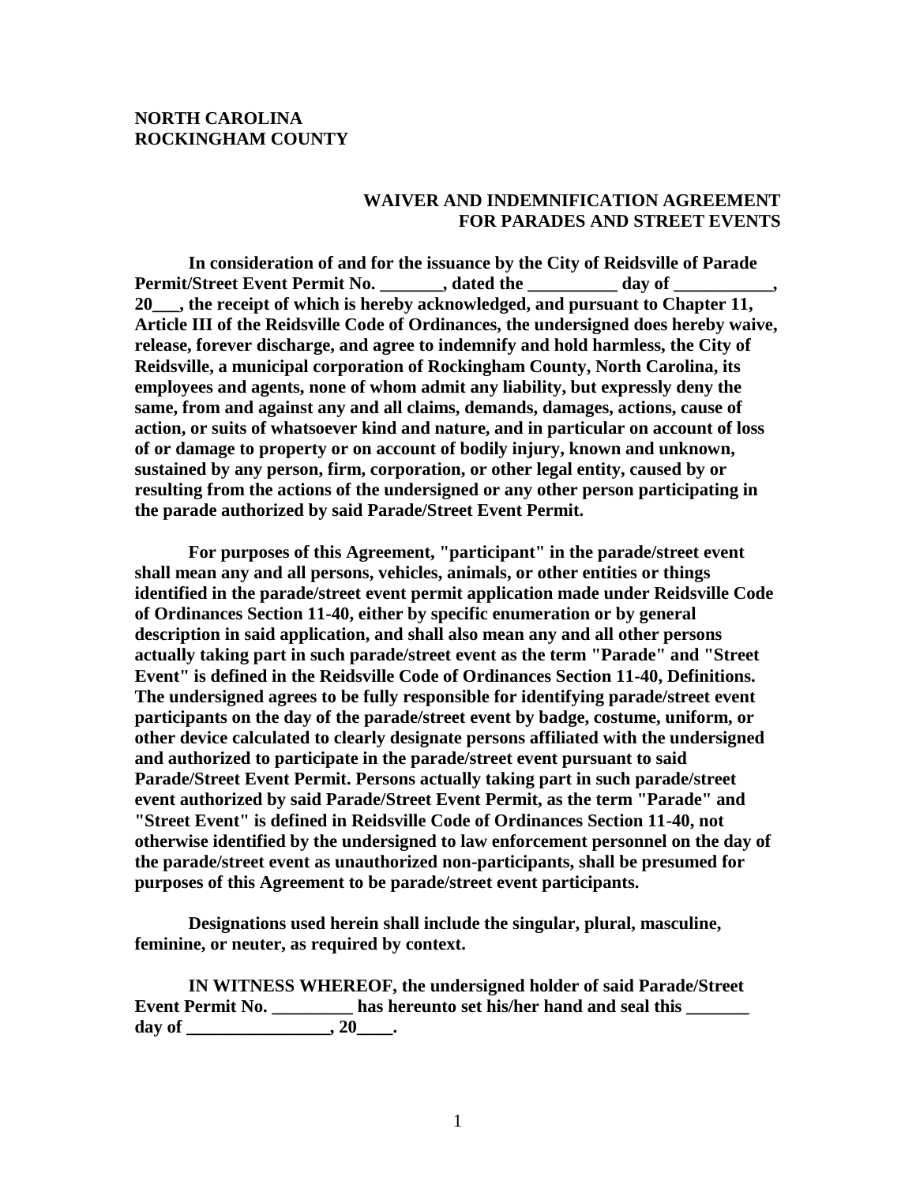**NORTH CAROLINA**
**ROCKINGHAM COUNTY**

**WAIVER AND INDEMNIFICATION AGREEMENT**
**FOR PARADES AND STREET EVENTS**

**In consideration of and for the issuance by the City of Reidsville of Parade Permit/Street Event Permit No. _______, dated the __________ day of ___________, 20___, the receipt of which is hereby acknowledged, and pursuant to Chapter 11, Article III of the Reidsville Code of Ordinances, the undersigned does hereby waive, release, forever discharge, and agree to indemnify and hold harmless, the City of Reidsville, a municipal corporation of Rockingham County, North Carolina, its employees and agents, none of whom admit any liability, but expressly deny the same, from and against any and all claims, demands, damages, actions, cause of action, or suits of whatsoever kind and nature, and in particular on account of loss of or damage to property or on account of bodily injury, known and unknown, sustained by any person, firm, corporation, or other legal entity, caused by or resulting from the actions of the undersigned or any other person participating in the parade authorized by said Parade/Street Event Permit.**

**For purposes of this Agreement, "participant" in the parade/street event shall mean any and all persons, vehicles, animals, or other entities or things identified in the parade/street event permit application made under Reidsville Code of Ordinances Section 11-40, either by specific enumeration or by general description in said application, and shall also mean any and all other persons actually taking part in such parade/street event as the term "Parade" and "Street Event" is defined in the Reidsville Code of Ordinances Section 11-40, Definitions. The undersigned agrees to be fully responsible for identifying parade/street event participants on the day of the parade/street event by badge, costume, uniform, or other device calculated to clearly designate persons affiliated with the undersigned and authorized to participate in the parade/street event pursuant to said Parade/Street Event Permit. Persons actually taking part in such parade/street event authorized by said Parade/Street Event Permit, as the term "Parade" and "Street Event" is defined in Reidsville Code of Ordinances Section 11-40, not otherwise identified by the undersigned to law enforcement personnel on the day of the parade/street event as unauthorized non-participants, shall be presumed for purposes of this Agreement to be parade/street event participants.**

**Designations used herein shall include the singular, plural, masculine, feminine, or neuter, as required by context.**

**IN WITNESS WHEREOF, the undersigned holder of said Parade/Street Event Permit No. _________ has hereunto set his/her hand and seal this _______ day of ________________, 20____.**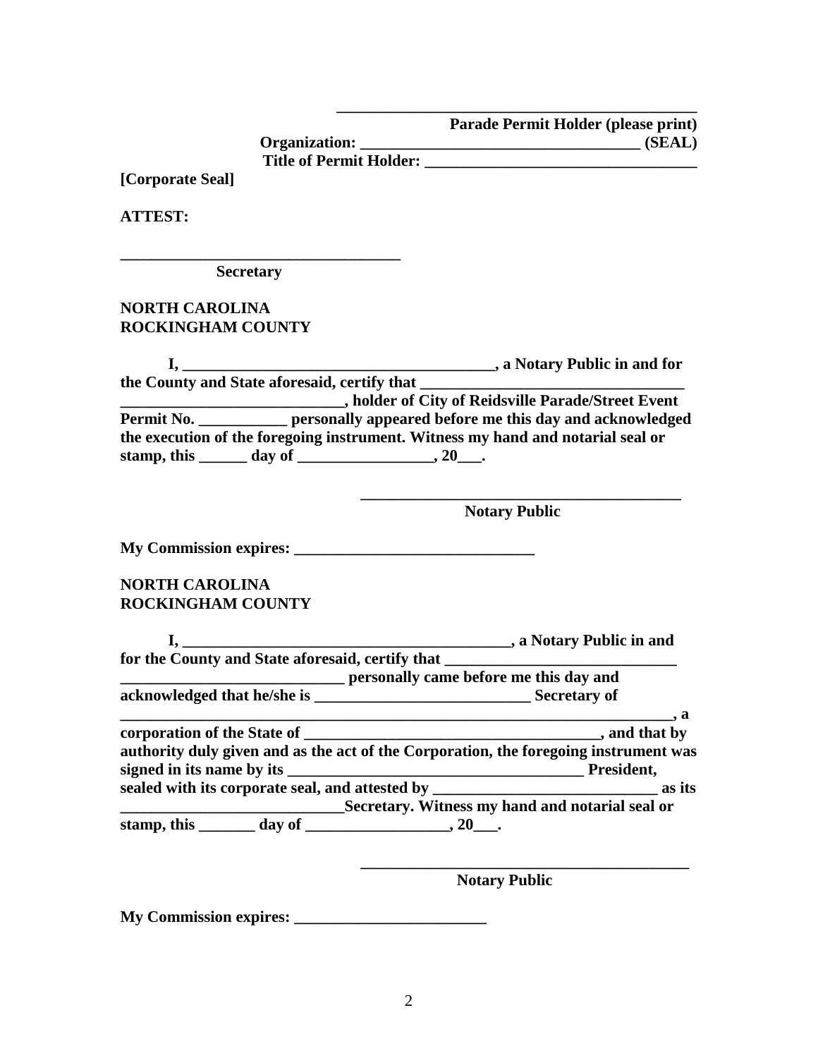**\_\_\_\_\_\_\_\_\_\_\_\_\_\_\_\_\_\_\_\_\_\_\_\_\_\_\_\_\_\_\_\_\_\_\_\_\_\_\_\_\_\_\_**
**Parade Permit Holder (please print)**
**Organization: \_\_\_\_\_\_\_\_\_\_\_\_\_\_\_\_\_\_\_\_\_\_\_\_\_\_\_\_\_\_\_\_\_\_\_ (SEAL)**
**Title of Permit Holder: \_\_\_\_\_\_\_\_\_\_\_\_\_\_\_\_\_\_\_\_\_\_\_\_\_\_\_\_\_\_\_\_\_\_**

**[Corporate Seal]**

**ATTEST:**

**\_\_\_\_\_\_\_\_\_\_\_\_\_\_\_\_\_\_\_\_\_\_\_\_\_\_\_\_\_\_\_\_\_\_\_**
**Secretary**

**NORTH CAROLINA**
**ROCKINGHAM COUNTY**

**I, \_\_\_\_\_\_\_\_\_\_\_\_\_\_\_\_\_\_\_\_\_\_\_\_\_\_\_\_\_\_\_\_\_\_\_\_\_\_\_\_, a Notary Public in and for the County and State aforesaid, certify that \_\_\_\_\_\_\_\_\_\_\_\_\_\_\_\_\_\_\_\_\_\_\_\_\_\_\_\_\_\_\_\_\_\_ \_\_\_\_\_\_\_\_\_\_\_\_\_\_\_\_\_\_\_\_\_\_\_\_\_\_\_\_, holder of City of Reidsville Parade/Street Event Permit No. \_\_\_\_\_\_\_\_\_\_\_ personally appeared before me this day and acknowledged the execution of the foregoing instrument. Witness my hand and notarial seal or stamp, this \_\_\_\_\_\_ day of \_\_\_\_\_\_\_\_\_\_\_\_\_\_\_\_\_, 20\_\_\_.**

**\_\_\_\_\_\_\_\_\_\_\_\_\_\_\_\_\_\_\_\_\_\_\_\_\_\_\_\_\_\_\_\_\_\_\_\_\_\_\_\_**
**Notary Public**

**My Commission expires: \_\_\_\_\_\_\_\_\_\_\_\_\_\_\_\_\_\_\_\_\_\_\_\_\_\_\_\_\_\_**

**NORTH CAROLINA**
**ROCKINGHAM COUNTY**

**I, \_\_\_\_\_\_\_\_\_\_\_\_\_\_\_\_\_\_\_\_\_\_\_\_\_\_\_\_\_\_\_\_\_\_\_\_\_\_\_\_\_\_, a Notary Public in and for the County and State aforesaid, certify that \_\_\_\_\_\_\_\_\_\_\_\_\_\_\_\_\_\_\_\_\_\_\_\_\_\_\_\_\_\_ \_\_\_\_\_\_\_\_\_\_\_\_\_\_\_\_\_\_\_\_\_\_\_\_\_\_\_\_ personally came before me this day and acknowledged that he/she is \_\_\_\_\_\_\_\_\_\_\_\_\_\_\_\_\_\_\_\_\_\_\_\_\_\_\_ Secretary of \_\_\_\_\_\_\_\_\_\_\_\_\_\_\_\_\_\_\_\_\_\_\_\_\_\_\_\_\_\_\_\_\_\_\_\_\_\_\_\_\_\_\_\_\_\_\_\_\_\_\_\_\_\_\_\_\_\_\_\_\_\_\_\_\_\_\_, a corporation of the State of \_\_\_\_\_\_\_\_\_\_\_\_\_\_\_\_\_\_\_\_\_\_\_\_\_\_\_\_\_\_\_\_\_\_\_\_\_\_, and that by authority duly given and as the act of the Corporation, the foregoing instrument was signed in its name by its \_\_\_\_\_\_\_\_\_\_\_\_\_\_\_\_\_\_\_\_\_\_\_\_\_\_\_\_\_\_\_\_\_\_\_\_\_\_ President, sealed with its corporate seal, and attested by \_\_\_\_\_\_\_\_\_\_\_\_\_\_\_\_\_\_\_\_\_\_\_\_\_\_\_\_ as its \_\_\_\_\_\_\_\_\_\_\_\_\_\_\_\_\_\_\_\_\_\_\_\_\_\_\_\_Secretary. Witness my hand and notarial seal or stamp, this \_\_\_\_\_\_\_ day of \_\_\_\_\_\_\_\_\_\_\_\_\_\_\_\_\_\_, 20\_\_\_.**

**\_\_\_\_\_\_\_\_\_\_\_\_\_\_\_\_\_\_\_\_\_\_\_\_\_\_\_\_\_\_\_\_\_\_\_\_\_\_\_\_\_\_**
**Notary Public**

**My Commission expires: \_\_\_\_\_\_\_\_\_\_\_\_\_\_\_\_\_\_\_\_\_\_\_\_**